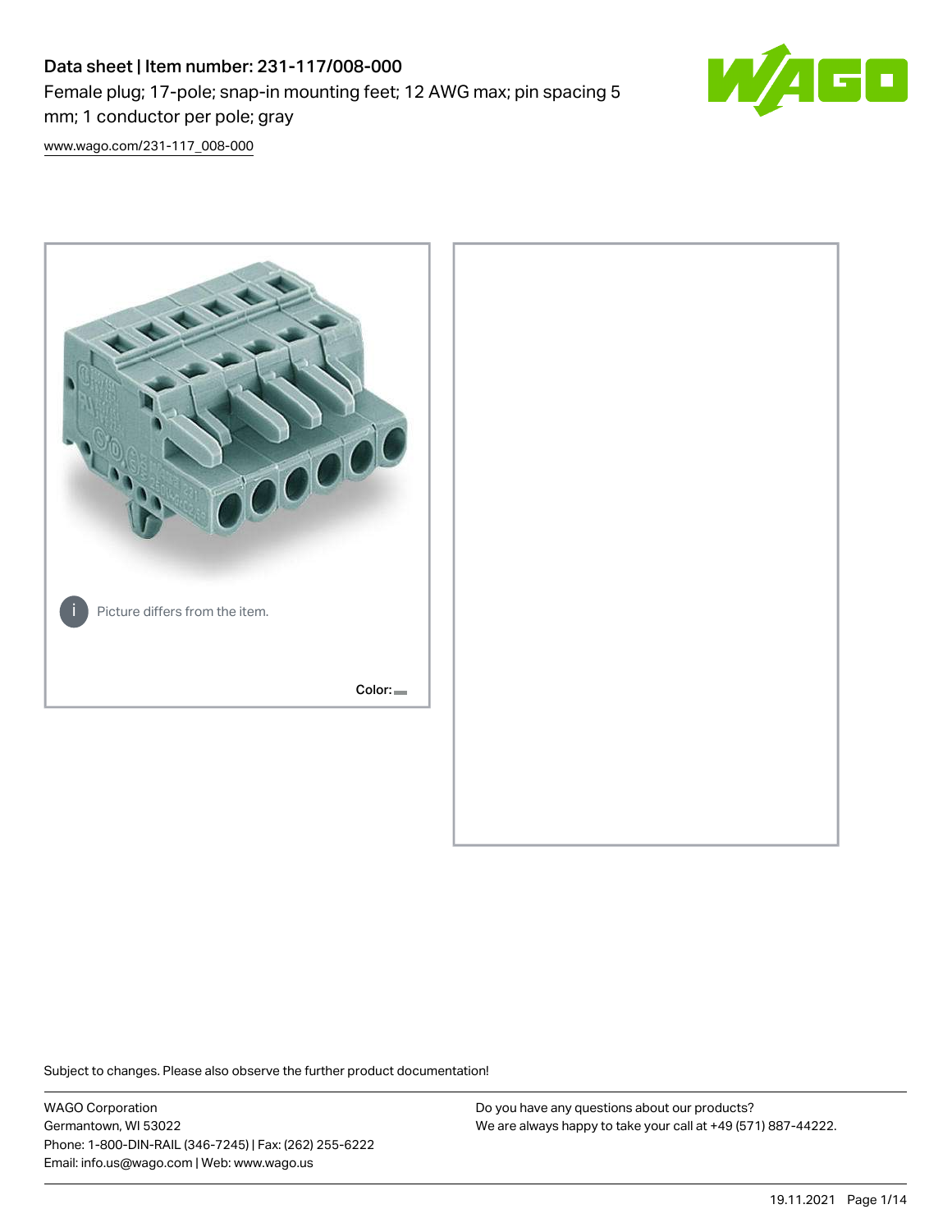# Data sheet | Item number: 231-117/008-000

Female plug; 17-pole; snap-in mounting feet; 12 AWG max; pin spacing 5 mm; 1 conductor per pole; gray

www.wago.com/231-117_008-000

Picture differs from the item.

Color:

Subject to changes. Please also observe the further product documentation!

WAGO Corporation
Germantown, WI 53022
Phone: 1-800-DIN-RAIL (346-7245) | Fax: (262) 255-6222
Email: info.us@wago.com | Web: www.wago.us

Do you have any questions about our products?
We are always happy to take your call at +49 (571) 887-44222.

19.11.2021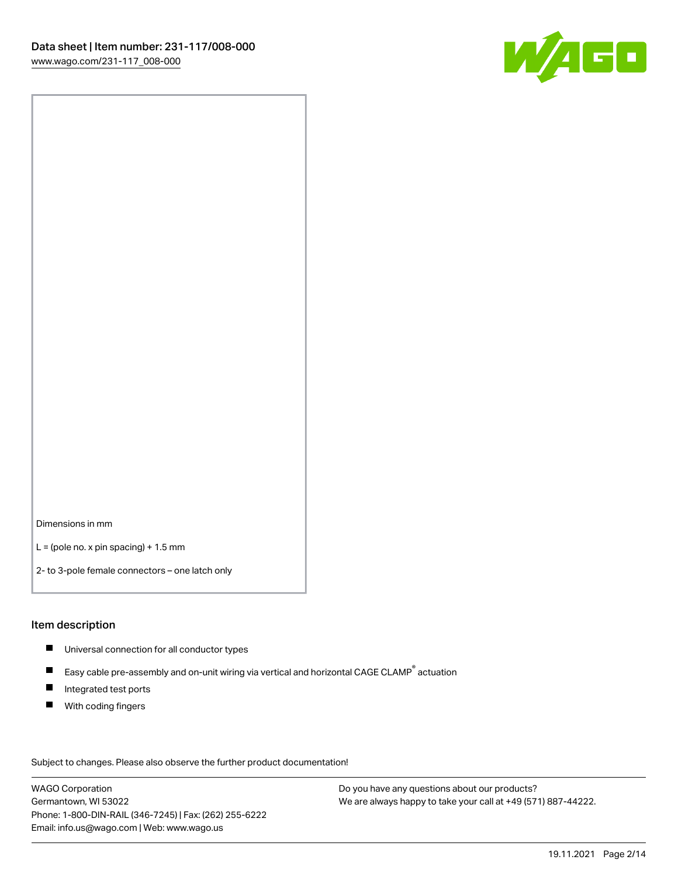Dimensions in mm

L = (pole no. x pin spacing) + 1.5 mm

2- to 3-pole female connectors – one latch only

## Item description

- Universal connection for all conductor types
- Easy cable pre-assembly and on-unit wiring via vertical and horizontal CAGE CLAMP® actuation
- Integrated test ports
- With coding fingers

Subject to changes. Please also observe the further product documentation!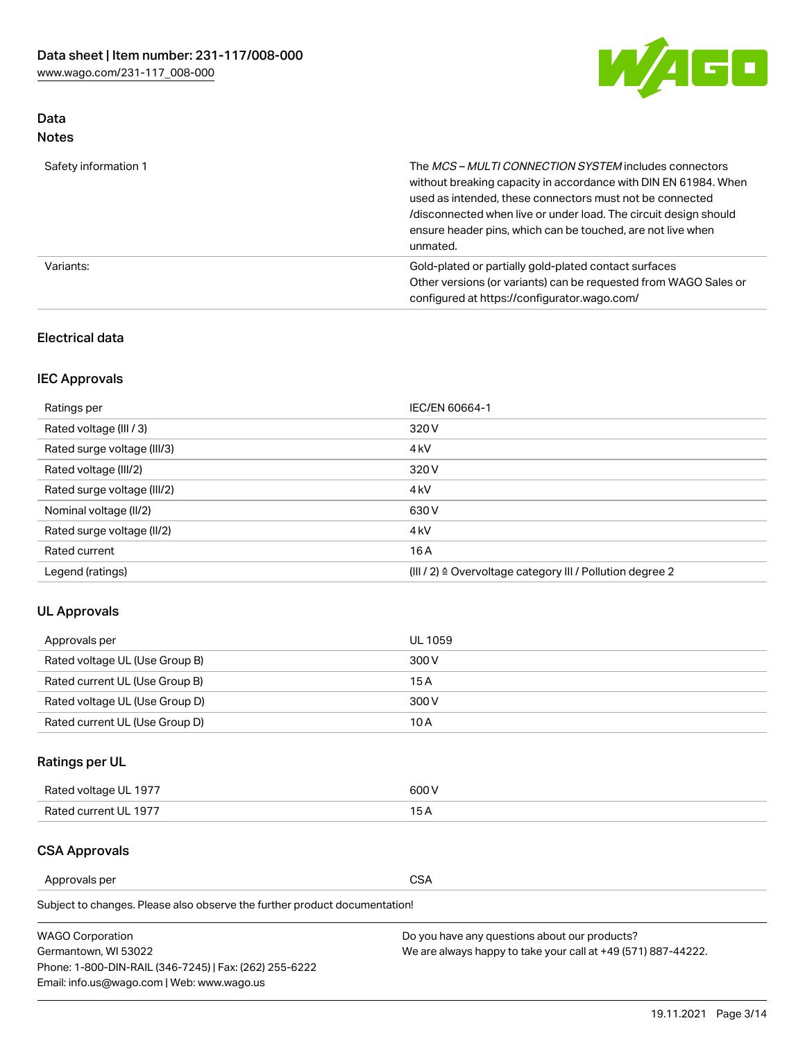## Data
### Notes

| | |
|---|---|
| Safety information 1 | The *MCS – MULTI CONNECTION SYSTEM* includes connectors without breaking capacity in accordance with DIN EN 61984. When used as intended, these connectors must not be connected /disconnected when live or under load. The circuit design should ensure header pins, which can be touched, are not live when unmated. |
| Variants: | Gold-plated or partially gold-plated contact surfaces<br>Other versions (or variants) can be requested from WAGO Sales or configured at https://configurator.wago.com/ |

### Electrical data

### IEC Approvals

| | |
|---|---|
| Ratings per | IEC/EN 60664-1 |
| Rated voltage (III / 3) | 320 V |
| Rated surge voltage (III/3) | 4 kV |
| Rated voltage (III/2) | 320 V |
| Rated surge voltage (III/2) | 4 kV |
| Nominal voltage (II/2) | 630 V |
| Rated surge voltage (II/2) | 4 kV |
| Rated current | 16 A |
| Legend (ratings) | (III / 2) ≙ Overvoltage category III / Pollution degree 2 |

### UL Approvals

| | |
|---|---|
| Approvals per | UL 1059 |
| Rated voltage UL (Use Group B) | 300 V |
| Rated current UL (Use Group B) | 15 A |
| Rated voltage UL (Use Group D) | 300 V |
| Rated current UL (Use Group D) | 10 A |

### Ratings per UL

| | |
|---|---|
| Rated voltage UL 1977 | 600 V |
| Rated current UL 1977 | 15 A |

### CSA Approvals

| | |
|---|---|
| Approvals per | CSA |

Subject to changes. Please also observe the further product documentation!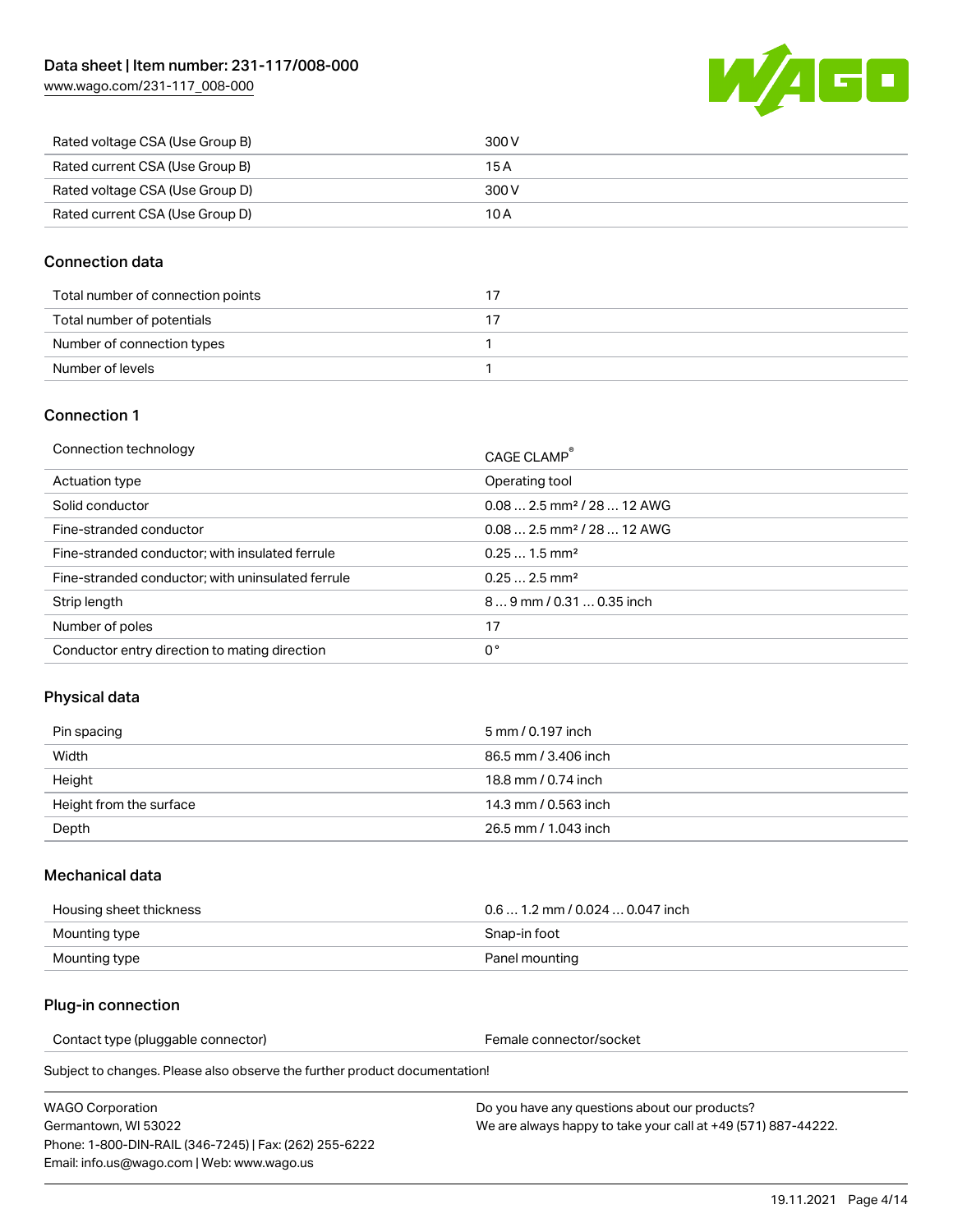| Rated voltage CSA (Use Group B) | 300 V |
| --- | --- |
| Rated current CSA (Use Group B) | 15 A |
| Rated voltage CSA (Use Group D) | 300 V |
| Rated current CSA (Use Group D) | 10 A |

## Connection data

| Total number of connection points | 17 |
| --- | --- |
| Total number of potentials | 17 |
| Number of connection types | 1 |
| Number of levels | 1 |

## Connection 1

| Connection technology | CAGE CLAMP® |
| --- | --- |
| Actuation type | Operating tool |
| Solid conductor | 0.08 … 2.5 mm² / 28 … 12 AWG |
| Fine-stranded conductor | 0.08 … 2.5 mm² / 28 … 12 AWG |
| Fine-stranded conductor; with insulated ferrule | 0.25 … 1.5 mm² |
| Fine-stranded conductor; with uninsulated ferrule | 0.25 … 2.5 mm² |
| Strip length | 8 … 9 mm / 0.31 … 0.35 inch |
| Number of poles | 17 |
| Conductor entry direction to mating direction | 0 ° |

## Physical data

| Pin spacing | 5 mm / 0.197 inch |
| --- | --- |
| Width | 86.5 mm / 3.406 inch |
| Height | 18.8 mm / 0.74 inch |
| Height from the surface | 14.3 mm / 0.563 inch |
| Depth | 26.5 mm / 1.043 inch |

## Mechanical data

| Housing sheet thickness | 0.6 … 1.2 mm / 0.024 … 0.047 inch |
| --- | --- |
| Mounting type | Snap-in foot |
| Mounting type | Panel mounting |

## Plug-in connection

| Contact type (pluggable connector) | Female connector/socket |
| --- | --- |

Subject to changes. Please also observe the further product documentation!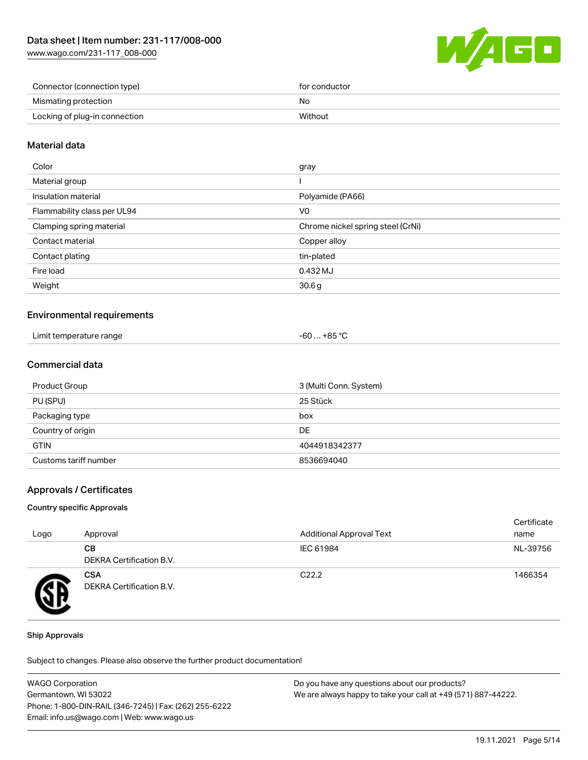| Connector (connection type) | for conductor |
| --- | --- |
| Mismating protection | No |
| Locking of plug-in connection | Without |

## Material data

| Color | gray |
| --- | --- |
| Material group | I |
| Insulation material | Polyamide (PA66) |
| Flammability class per UL94 | V0 |
| Clamping spring material | Chrome nickel spring steel (CrNi) |
| Contact material | Copper alloy |
| Contact plating | tin-plated |
| Fire load | 0.432 MJ |
| Weight | 30.6 g |

## Environmental requirements

| Limit temperature range | -60 … +85 °C |
| --- | --- |

## Commercial data

| Product Group | 3 (Multi Conn. System) |
| --- | --- |
| PU (SPU) | 25 Stück |
| Packaging type | box |
| Country of origin | DE |
| GTIN | 4044918342377 |
| Customs tariff number | 8536694040 |

## Approvals / Certificates

### Country specific Approvals

| Logo | Approval | Additional Approval Text | Certificate name |
| --- | --- | --- | --- |
| | **CB**<br>DEKRA Certification B.V. | IEC 61984 | NL-39756 |
| | **CSA**<br>DEKRA Certification B.V. | C22.2 | 1466354 |

### Ship Approvals

Subject to changes. Please also observe the further product documentation!

WAGO Corporation
Germantown, WI 53022
Phone: 1-800-DIN-RAIL (346-7245) | Fax: (262) 255-6222
Email: info.us@wago.com | Web: www.wago.us

Do you have any questions about our products?
We are always happy to take your call at +49 (571) 887-44222.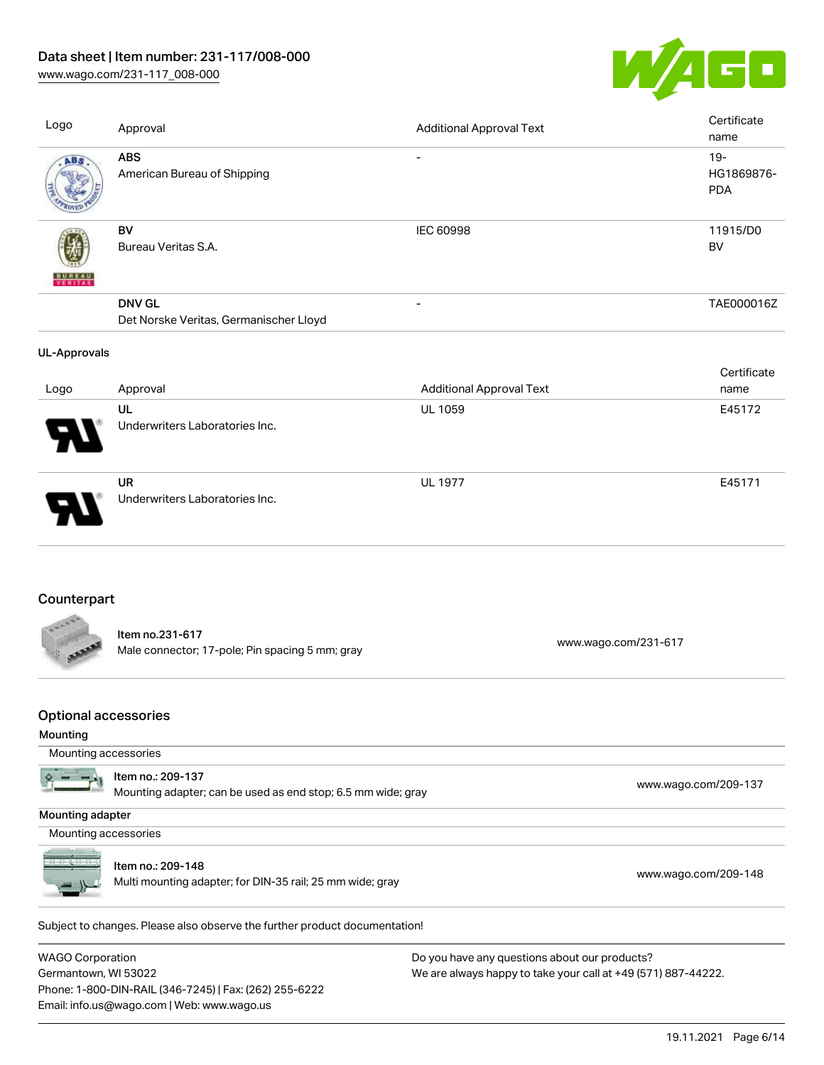| Logo | Approval | Additional Approval Text | Certificate name |
|---|---|---|---|
| | **ABS** American Bureau of Shipping | - | 19-HG1869876-PDA |
| | **BV** Bureau Veritas S.A. | IEC 60998 | 11915/D0 BV |
| | **DNV GL** Det Norske Veritas, Germanischer Lloyd | - | TAE000016Z |

**UL-Approvals**

| Logo | Approval | Additional Approval Text | Certificate name |
|---|---|---|---|
| | **UL** Underwriters Laboratories Inc. | UL 1059 | E45172 |
| | **UR** Underwriters Laboratories Inc. | UL 1977 | E45171 |

## Counterpart

| Item | Link |
|---|---|
| Item no.231-617 Male connector; 17-pole; Pin spacing 5 mm; gray | www.wago.com/231-617 |

## Optional accessories

**Mounting**

| Mounting accessories | |
|---|---|
| Item no.: 209-137 Mounting adapter; can be used as end stop; 6.5 mm wide; gray | www.wago.com/209-137 |

**Mounting adapter**

| Mounting accessories | |
|---|---|
| Item no.: 209-148 Multi mounting adapter; for DIN-35 rail; 25 mm wide; gray | www.wago.com/209-148 |

Subject to changes. Please also observe the further product documentation!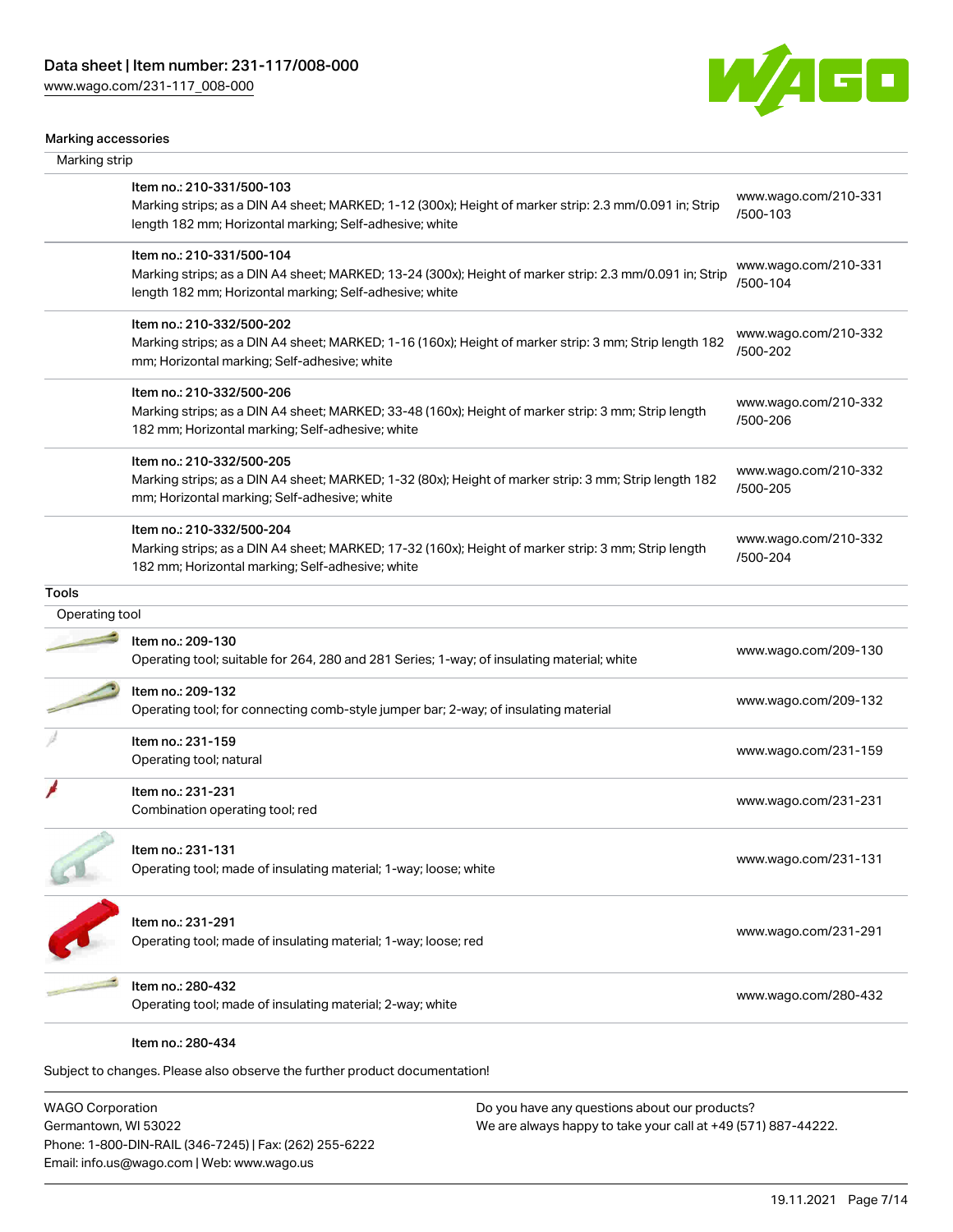#### Marking accessories

##### Marking strip

| Item | Link |
|---|---|
| Item no.: 210-331/500-103<br>Marking strips; as a DIN A4 sheet; MARKED; 1-12 (300x); Height of marker strip: 2.3 mm/0.091 in; Strip length 182 mm; Horizontal marking; Self-adhesive; white | www.wago.com/210-331/500-103 |
| Item no.: 210-331/500-104<br>Marking strips; as a DIN A4 sheet; MARKED; 13-24 (300x); Height of marker strip: 2.3 mm/0.091 in; Strip length 182 mm; Horizontal marking; Self-adhesive; white | www.wago.com/210-331/500-104 |
| Item no.: 210-332/500-202<br>Marking strips; as a DIN A4 sheet; MARKED; 1-16 (160x); Height of marker strip: 3 mm; Strip length 182 mm; Horizontal marking; Self-adhesive; white | www.wago.com/210-332/500-202 |
| Item no.: 210-332/500-206<br>Marking strips; as a DIN A4 sheet; MARKED; 33-48 (160x); Height of marker strip: 3 mm; Strip length 182 mm; Horizontal marking; Self-adhesive; white | www.wago.com/210-332/500-206 |
| Item no.: 210-332/500-205<br>Marking strips; as a DIN A4 sheet; MARKED; 1-32 (80x); Height of marker strip: 3 mm; Strip length 182 mm; Horizontal marking; Self-adhesive; white | www.wago.com/210-332/500-205 |
| Item no.: 210-332/500-204<br>Marking strips; as a DIN A4 sheet; MARKED; 17-32 (160x); Height of marker strip: 3 mm; Strip length 182 mm; Horizontal marking; Self-adhesive; white | www.wago.com/210-332/500-204 |

#### Tools

##### Operating tool

| Item | Link |
|---|---|
| Item no.: 209-130<br>Operating tool; suitable for 264, 280 and 281 Series; 1-way; of insulating material; white | www.wago.com/209-130 |
| Item no.: 209-132<br>Operating tool; for connecting comb-style jumper bar; 2-way; of insulating material | www.wago.com/209-132 |
| Item no.: 231-159<br>Operating tool; natural | www.wago.com/231-159 |
| Item no.: 231-231<br>Combination operating tool; red | www.wago.com/231-231 |
| Item no.: 231-131<br>Operating tool; made of insulating material; 1-way; loose; white | www.wago.com/231-131 |
| Item no.: 231-291<br>Operating tool; made of insulating material; 1-way; loose; red | www.wago.com/231-291 |
| Item no.: 280-432<br>Operating tool; made of insulating material; 2-way; white | www.wago.com/280-432 |
| Item no.: 280-434 | |

Subject to changes. Please also observe the further product documentation!

WAGO Corporation
Germantown, WI 53022
Phone: 1-800-DIN-RAIL (346-7245) | Fax: (262) 255-6222
Email: info.us@wago.com | Web: www.wago.us

Do you have any questions about our products?
We are always happy to take your call at +49 (571) 887-44222.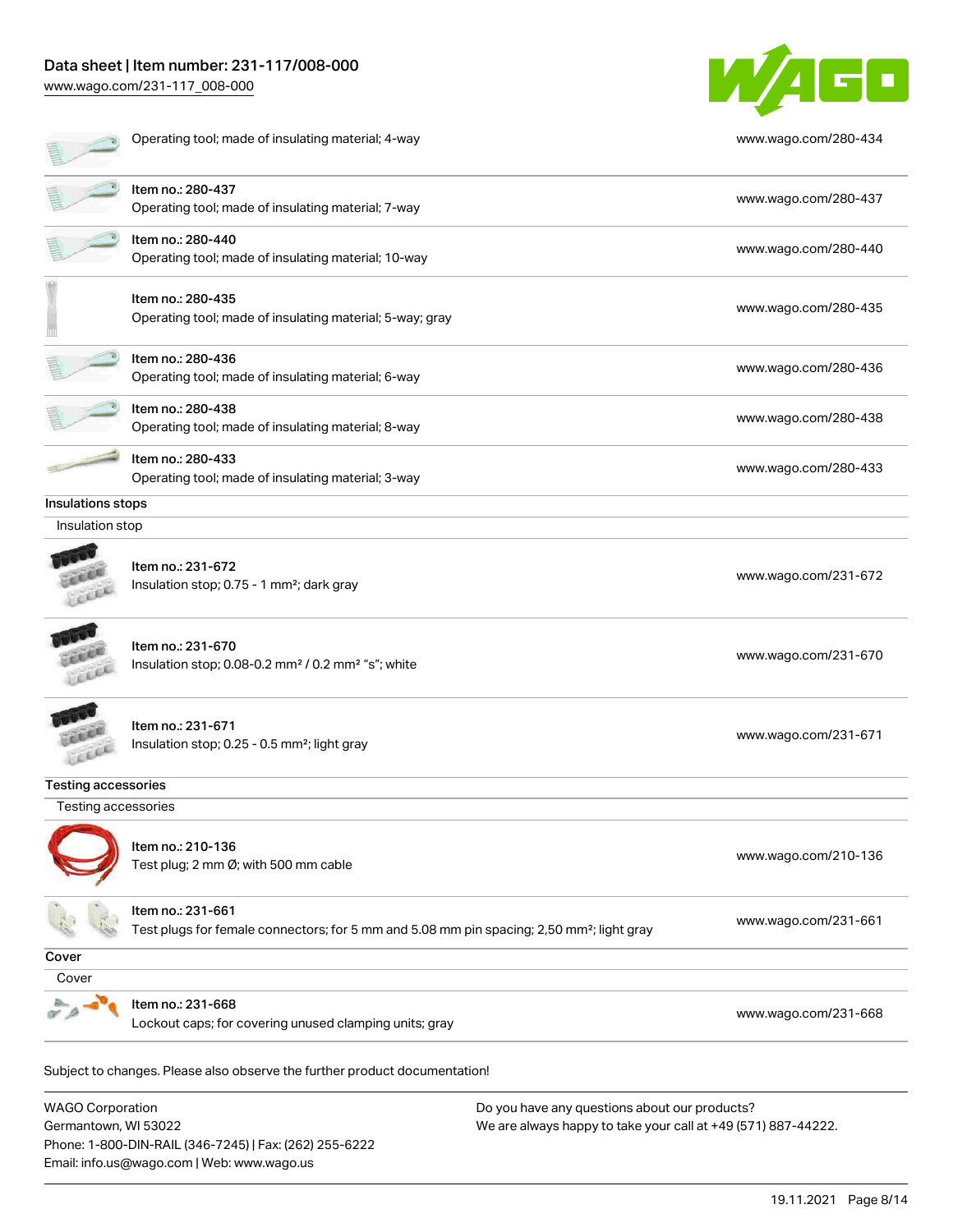| | |
|---|---|
| Operating tool; made of insulating material; 4-way | www.wago.com/280-434 |
| Item no.: 280-437<br>Operating tool; made of insulating material; 7-way | www.wago.com/280-437 |
| Item no.: 280-440<br>Operating tool; made of insulating material; 10-way | www.wago.com/280-440 |
| Item no.: 280-435<br>Operating tool; made of insulating material; 5-way; gray | www.wago.com/280-435 |
| Item no.: 280-436<br>Operating tool; made of insulating material; 6-way | www.wago.com/280-436 |
| Item no.: 280-438<br>Operating tool; made of insulating material; 8-way | www.wago.com/280-438 |
| Item no.: 280-433<br>Operating tool; made of insulating material; 3-way | www.wago.com/280-433 |

**Insulations stops**

Insulation stop

| | |
|---|---|
| Item no.: 231-672<br>Insulation stop; 0.75 - 1 mm²; dark gray | www.wago.com/231-672 |
| Item no.: 231-670<br>Insulation stop; 0.08-0.2 mm² / 0.2 mm² "s"; white | www.wago.com/231-670 |
| Item no.: 231-671<br>Insulation stop; 0.25 - 0.5 mm²; light gray | www.wago.com/231-671 |

**Testing accessories**

Testing accessories

| | |
|---|---|
| Item no.: 210-136<br>Test plug; 2 mm Ø; with 500 mm cable | www.wago.com/210-136 |
| Item no.: 231-661<br>Test plugs for female connectors; for 5 mm and 5.08 mm pin spacing; 2,50 mm²; light gray | www.wago.com/231-661 |

**Cover**

Cover

| | |
|---|---|
| Item no.: 231-668<br>Lockout caps; for covering unused clamping units; gray | www.wago.com/231-668 |

Subject to changes. Please also observe the further product documentation!

WAGO Corporation
Germantown, WI 53022
Phone: 1-800-DIN-RAIL (346-7245) | Fax: (262) 255-6222
Email: info.us@wago.com | Web: www.wago.us

Do you have any questions about our products?
We are always happy to take your call at +49 (571) 887-44222.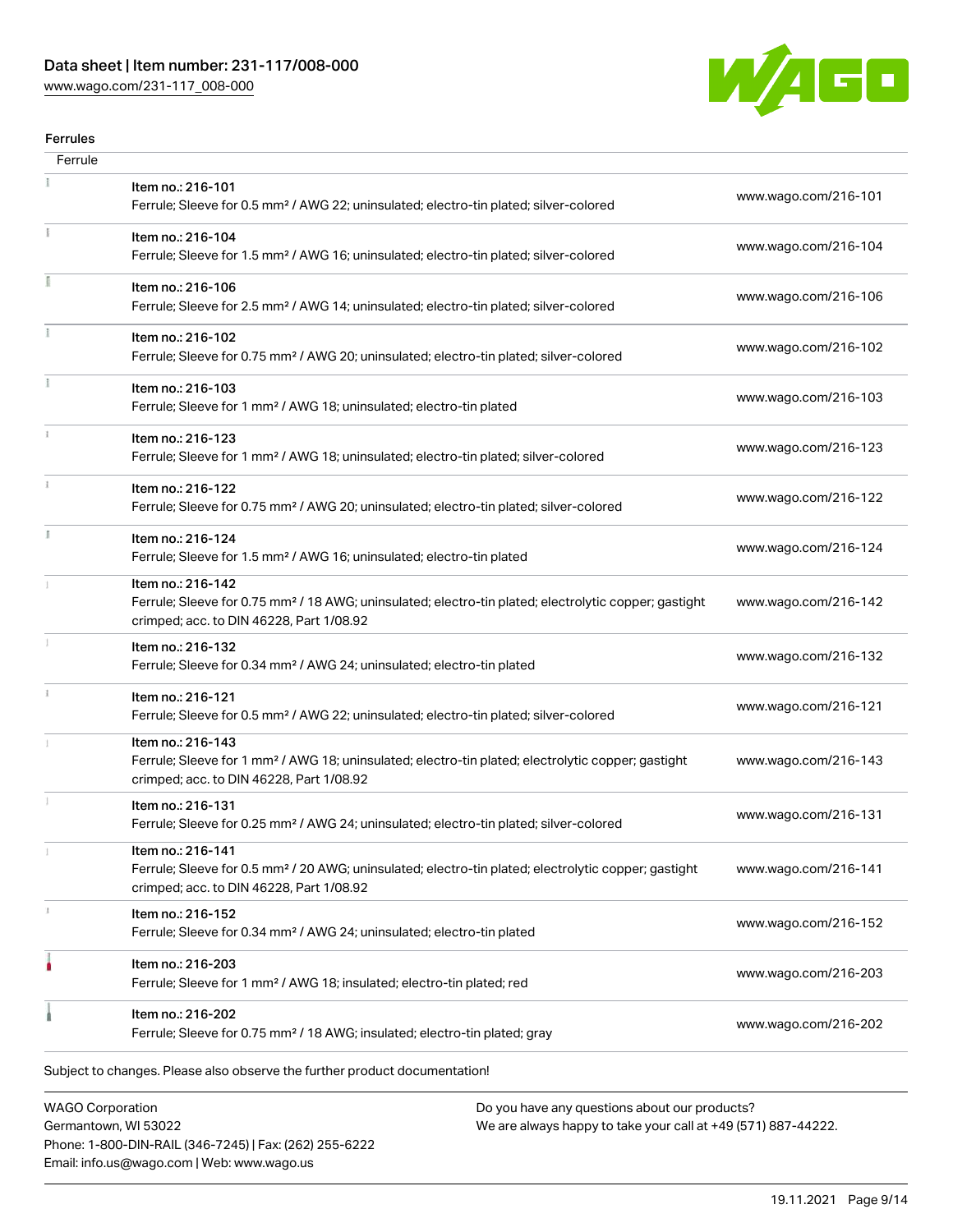## Ferrules

| Ferrule | | |
|---|---|---|
| | Item no.: 216-101<br>Ferrule; Sleeve for 0.5 mm² / AWG 22; uninsulated; electro-tin plated; silver-colored | www.wago.com/216-101 |
| | Item no.: 216-104<br>Ferrule; Sleeve for 1.5 mm² / AWG 16; uninsulated; electro-tin plated; silver-colored | www.wago.com/216-104 |
| | Item no.: 216-106<br>Ferrule; Sleeve for 2.5 mm² / AWG 14; uninsulated; electro-tin plated; silver-colored | www.wago.com/216-106 |
| | Item no.: 216-102<br>Ferrule; Sleeve for 0.75 mm² / AWG 20; uninsulated; electro-tin plated; silver-colored | www.wago.com/216-102 |
| | Item no.: 216-103<br>Ferrule; Sleeve for 1 mm² / AWG 18; uninsulated; electro-tin plated | www.wago.com/216-103 |
| | Item no.: 216-123<br>Ferrule; Sleeve for 1 mm² / AWG 18; uninsulated; electro-tin plated; silver-colored | www.wago.com/216-123 |
| | Item no.: 216-122<br>Ferrule; Sleeve for 0.75 mm² / AWG 20; uninsulated; electro-tin plated; silver-colored | www.wago.com/216-122 |
| | Item no.: 216-124<br>Ferrule; Sleeve for 1.5 mm² / AWG 16; uninsulated; electro-tin plated | www.wago.com/216-124 |
| | Item no.: 216-142<br>Ferrule; Sleeve for 0.75 mm² / 18 AWG; uninsulated; electro-tin plated; electrolytic copper; gastight crimped; acc. to DIN 46228, Part 1/08.92 | www.wago.com/216-142 |
| | Item no.: 216-132<br>Ferrule; Sleeve for 0.34 mm² / AWG 24; uninsulated; electro-tin plated | www.wago.com/216-132 |
| | Item no.: 216-121<br>Ferrule; Sleeve for 0.5 mm² / AWG 22; uninsulated; electro-tin plated; silver-colored | www.wago.com/216-121 |
| | Item no.: 216-143<br>Ferrule; Sleeve for 1 mm² / AWG 18; uninsulated; electro-tin plated; electrolytic copper; gastight crimped; acc. to DIN 46228, Part 1/08.92 | www.wago.com/216-143 |
| | Item no.: 216-131<br>Ferrule; Sleeve for 0.25 mm² / AWG 24; uninsulated; electro-tin plated; silver-colored | www.wago.com/216-131 |
| | Item no.: 216-141<br>Ferrule; Sleeve for 0.5 mm² / 20 AWG; uninsulated; electro-tin plated; electrolytic copper; gastight crimped; acc. to DIN 46228, Part 1/08.92 | www.wago.com/216-141 |
| | Item no.: 216-152<br>Ferrule; Sleeve for 0.34 mm² / AWG 24; uninsulated; electro-tin plated | www.wago.com/216-152 |
| | Item no.: 216-203<br>Ferrule; Sleeve for 1 mm² / AWG 18; insulated; electro-tin plated; red | www.wago.com/216-203 |
| | Item no.: 216-202<br>Ferrule; Sleeve for 0.75 mm² / 18 AWG; insulated; electro-tin plated; gray | www.wago.com/216-202 |

Subject to changes. Please also observe the further product documentation!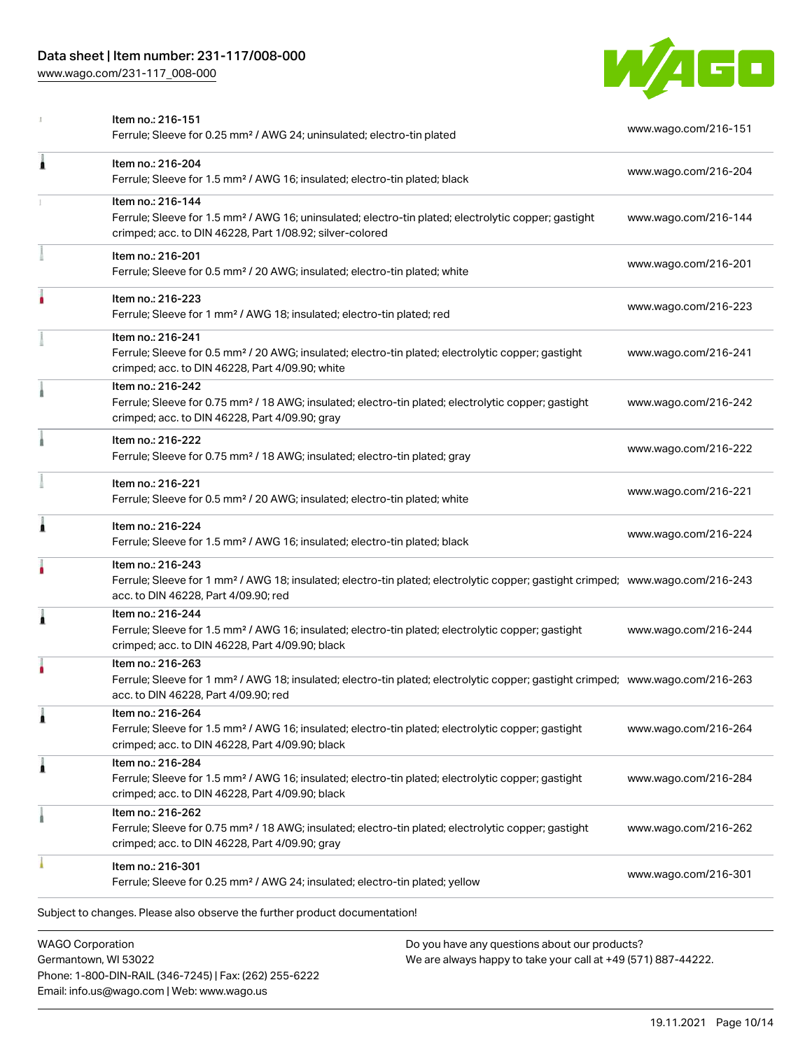| Item | Link |
|---|---|
| Item no.: 216-151<br>Ferrule; Sleeve for 0.25 mm² / AWG 24; uninsulated; electro-tin plated | www.wago.com/216-151 |
| Item no.: 216-204<br>Ferrule; Sleeve for 1.5 mm² / AWG 16; insulated; electro-tin plated; black | www.wago.com/216-204 |
| Item no.: 216-144<br>Ferrule; Sleeve for 1.5 mm² / AWG 16; uninsulated; electro-tin plated; electrolytic copper; gastight crimped; acc. to DIN 46228, Part 1/08.92; silver-colored | www.wago.com/216-144 |
| Item no.: 216-201<br>Ferrule; Sleeve for 0.5 mm² / 20 AWG; insulated; electro-tin plated; white | www.wago.com/216-201 |
| Item no.: 216-223<br>Ferrule; Sleeve for 1 mm² / AWG 18; insulated; electro-tin plated; red | www.wago.com/216-223 |
| Item no.: 216-241<br>Ferrule; Sleeve for 0.5 mm² / 20 AWG; insulated; electro-tin plated; electrolytic copper; gastight crimped; acc. to DIN 46228, Part 4/09.90; white | www.wago.com/216-241 |
| Item no.: 216-242<br>Ferrule; Sleeve for 0.75 mm² / 18 AWG; insulated; electro-tin plated; electrolytic copper; gastight crimped; acc. to DIN 46228, Part 4/09.90; gray | www.wago.com/216-242 |
| Item no.: 216-222<br>Ferrule; Sleeve for 0.75 mm² / 18 AWG; insulated; electro-tin plated; gray | www.wago.com/216-222 |
| Item no.: 216-221<br>Ferrule; Sleeve for 0.5 mm² / 20 AWG; insulated; electro-tin plated; white | www.wago.com/216-221 |
| Item no.: 216-224<br>Ferrule; Sleeve for 1.5 mm² / AWG 16; insulated; electro-tin plated; black | www.wago.com/216-224 |
| Item no.: 216-243<br>Ferrule; Sleeve for 1 mm² / AWG 18; insulated; electro-tin plated; electrolytic copper; gastight crimped; acc. to DIN 46228, Part 4/09.90; red | www.wago.com/216-243 |
| Item no.: 216-244<br>Ferrule; Sleeve for 1.5 mm² / AWG 16; insulated; electro-tin plated; electrolytic copper; gastight crimped; acc. to DIN 46228, Part 4/09.90; black | www.wago.com/216-244 |
| Item no.: 216-263<br>Ferrule; Sleeve for 1 mm² / AWG 18; insulated; electro-tin plated; electrolytic copper; gastight crimped; acc. to DIN 46228, Part 4/09.90; red | www.wago.com/216-263 |
| Item no.: 216-264<br>Ferrule; Sleeve for 1.5 mm² / AWG 16; insulated; electro-tin plated; electrolytic copper; gastight crimped; acc. to DIN 46228, Part 4/09.90; black | www.wago.com/216-264 |
| Item no.: 216-284<br>Ferrule; Sleeve for 1.5 mm² / AWG 16; insulated; electro-tin plated; electrolytic copper; gastight crimped; acc. to DIN 46228, Part 4/09.90; black | www.wago.com/216-284 |
| Item no.: 216-262<br>Ferrule; Sleeve for 0.75 mm² / 18 AWG; insulated; electro-tin plated; electrolytic copper; gastight crimped; acc. to DIN 46228, Part 4/09.90; gray | www.wago.com/216-262 |
| Item no.: 216-301<br>Ferrule; Sleeve for 0.25 mm² / AWG 24; insulated; electro-tin plated; yellow | www.wago.com/216-301 |

Subject to changes. Please also observe the further product documentation!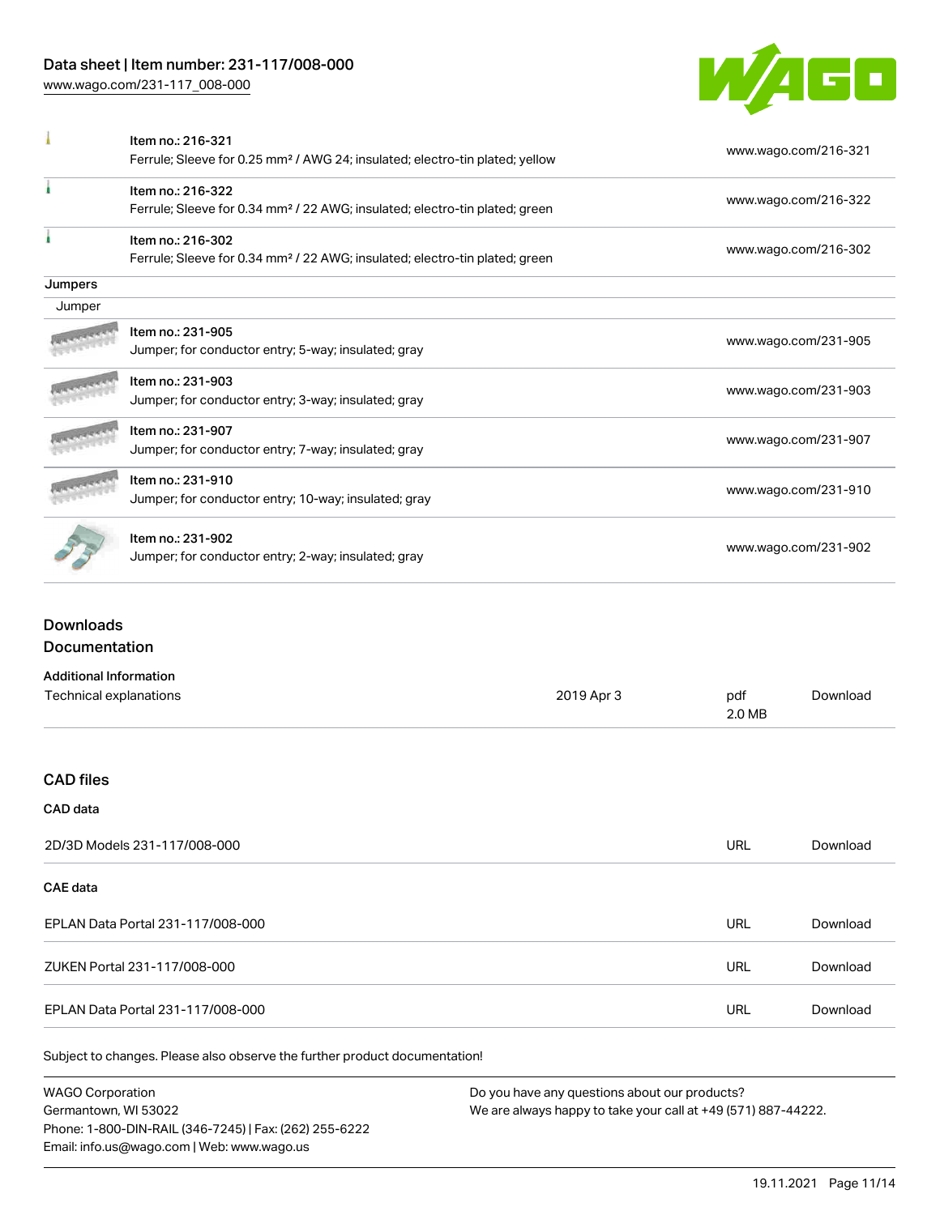| | | |
|---|---|---|
| | Item no.: 216-321<br>Ferrule; Sleeve for 0.25 mm² / AWG 24; insulated; electro-tin plated; yellow | www.wago.com/216-321 |
| | Item no.: 216-322<br>Ferrule; Sleeve for 0.34 mm² / 22 AWG; insulated; electro-tin plated; green | www.wago.com/216-322 |
| | Item no.: 216-302<br>Ferrule; Sleeve for 0.34 mm² / 22 AWG; insulated; electro-tin plated; green | www.wago.com/216-302 |

**Jumpers**

Jumper

| | | |
|---|---|---|
| | Item no.: 231-905<br>Jumper; for conductor entry; 5-way; insulated; gray | www.wago.com/231-905 |
| | Item no.: 231-903<br>Jumper; for conductor entry; 3-way; insulated; gray | www.wago.com/231-903 |
| | Item no.: 231-907<br>Jumper; for conductor entry; 7-way; insulated; gray | www.wago.com/231-907 |
| | Item no.: 231-910<br>Jumper; for conductor entry; 10-way; insulated; gray | www.wago.com/231-910 |
| | Item no.: 231-902<br>Jumper; for conductor entry; 2-way; insulated; gray | www.wago.com/231-902 |

## Downloads

### Documentation

**Additional Information**

| | | | |
|---|---|---|---|
| Technical explanations | 2019 Apr 3 | pdf<br>2.0 MB | Download |

### CAD files

**CAD data**

| | | |
|---|---|---|
| 2D/3D Models 231-117/008-000 | URL | Download |

**CAE data**

| | | |
|---|---|---|
| EPLAN Data Portal 231-117/008-000 | URL | Download |
| ZUKEN Portal 231-117/008-000 | URL | Download |
| EPLAN Data Portal 231-117/008-000 | URL | Download |

Subject to changes. Please also observe the further product documentation!

WAGO Corporation
Germantown, WI 53022
Phone: 1-800-DIN-RAIL (346-7245) | Fax: (262) 255-6222
Email: info.us@wago.com | Web: www.wago.us

Do you have any questions about our products?
We are always happy to take your call at +49 (571) 887-44222.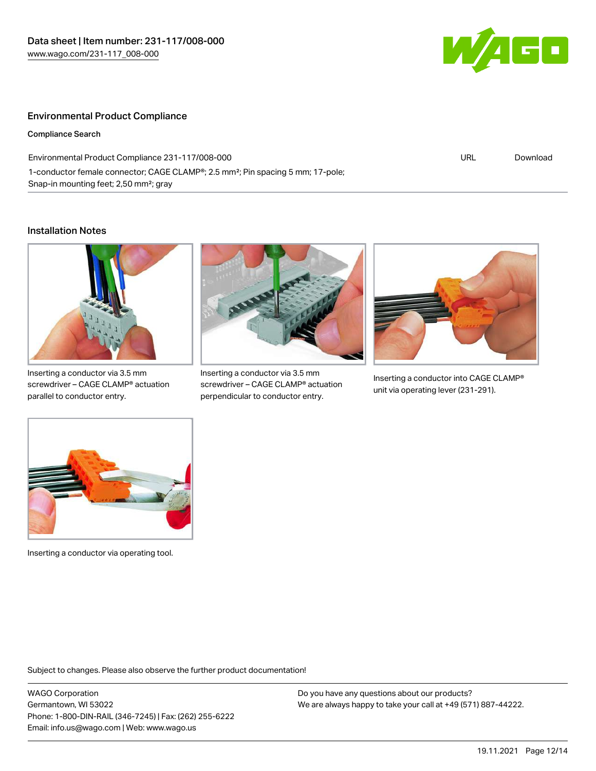## Environmental Product Compliance

### Compliance Search

| Environmental Product Compliance 231-117/008-000 | URL | Download |
|---|---|---|
| 1-conductor female connector; CAGE CLAMP®; 2.5 mm²; Pin spacing 5 mm; 17-pole; Snap-in mounting feet; 2,50 mm²; gray | | |

## Installation Notes

Inserting a conductor via 3.5 mm screwdriver – CAGE CLAMP® actuation parallel to conductor entry.

Inserting a conductor via 3.5 mm screwdriver – CAGE CLAMP® actuation perpendicular to conductor entry.

Inserting a conductor into CAGE CLAMP® unit via operating lever (231-291).

Inserting a conductor via operating tool.

Subject to changes. Please also observe the further product documentation!

WAGO Corporation
Germantown, WI 53022
Phone: 1-800-DIN-RAIL (346-7245) | Fax: (262) 255-6222
Email: info.us@wago.com | Web: www.wago.us

Do you have any questions about our products?
We are always happy to take your call at +49 (571) 887-44222.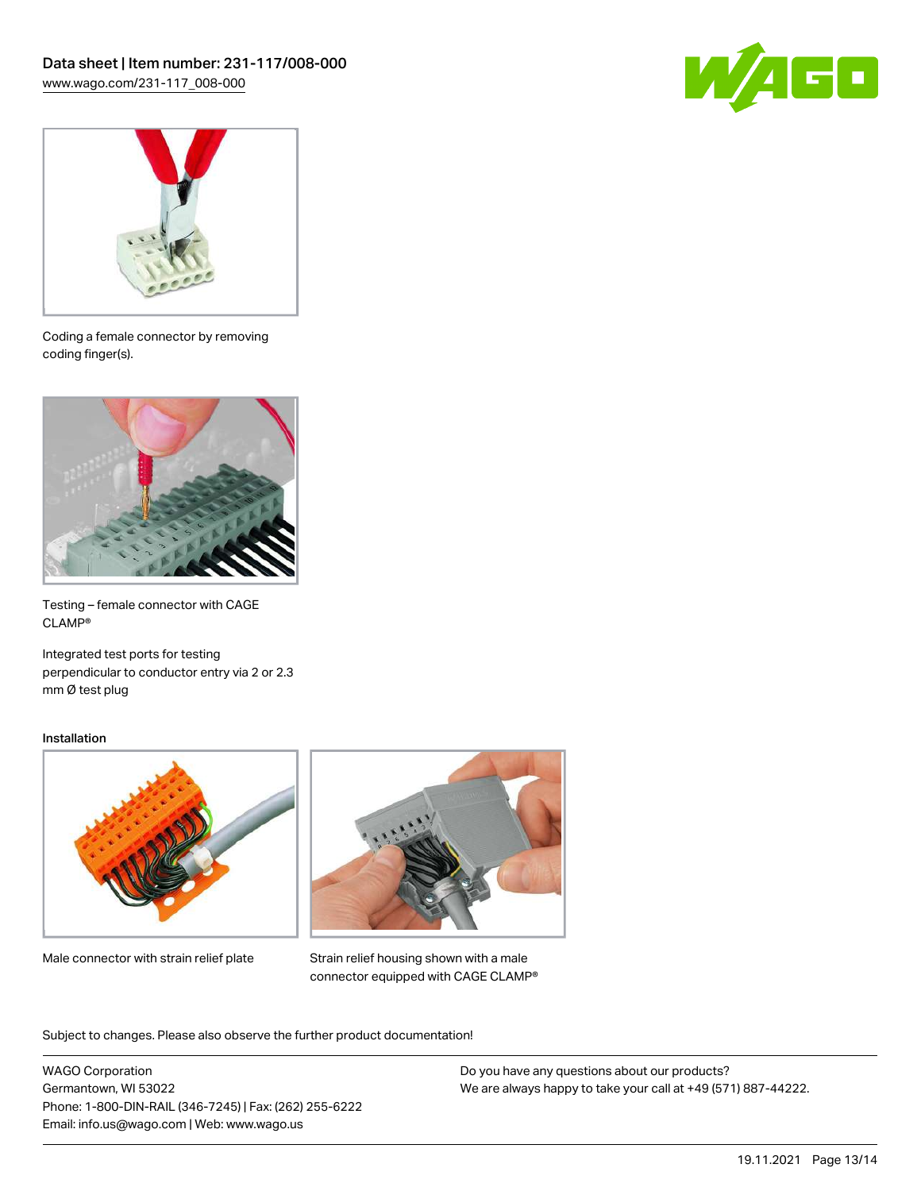Coding a female connector by removing coding finger(s).

Testing – female connector with CAGE CLAMP®

Integrated test ports for testing perpendicular to conductor entry via 2 or 2.3 mm Ø test plug

Installation

Male connector with strain relief plate

Strain relief housing shown with a male connector equipped with CAGE CLAMP®

Subject to changes. Please also observe the further product documentation!

WAGO Corporation
Germantown, WI 53022
Phone: 1-800-DIN-RAIL (346-7245) | Fax: (262) 255-6222
Email: info.us@wago.com | Web: www.wago.us

Do you have any questions about our products?
We are always happy to take your call at +49 (571) 887-44222.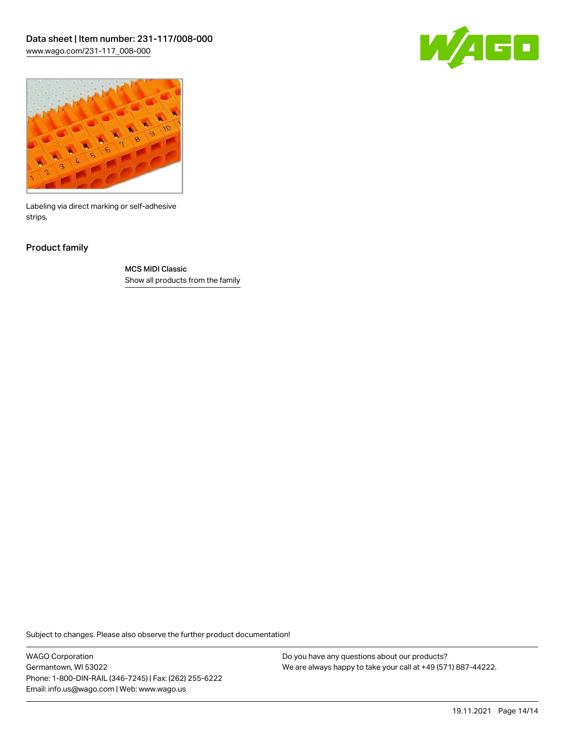Labeling via direct marking or self-adhesive strips.

## Product family

MCS MIDI Classic
Show all products from the family

Subject to changes. Please also observe the further product documentation!

WAGO Corporation
Germantown, WI 53022
Phone: 1-800-DIN-RAIL (346-7245) | Fax: (262) 255-6222
Email: info.us@wago.com | Web: www.wago.us

Do you have any questions about our products?
We are always happy to take your call at +49 (571) 887-44222.